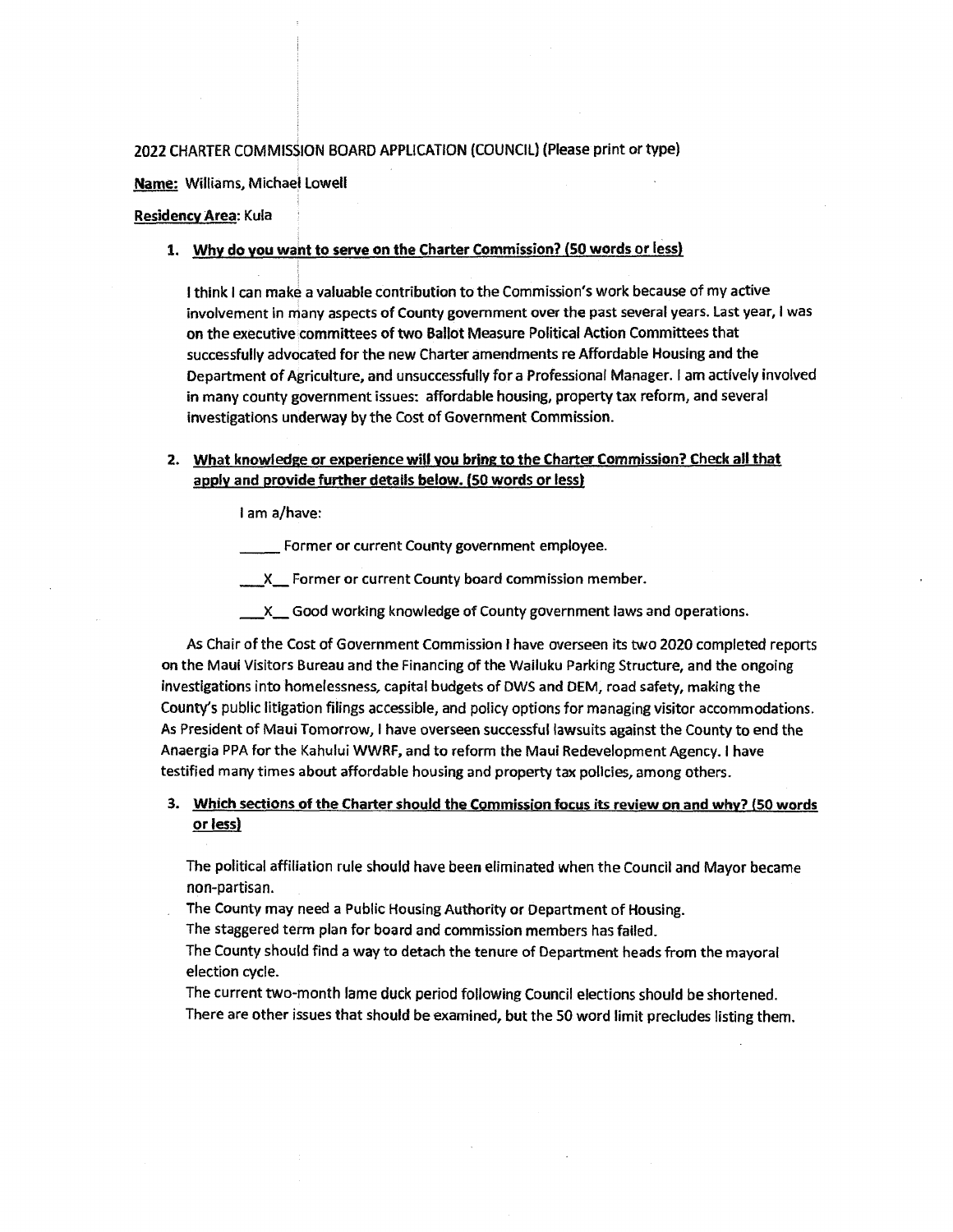2022 CHARTER COMMISSION BOARD APPLICATION (COUNCIL) (Please print or type)

**Name:** Williams, Michael Lowell

**Residency Area**: Kula

1. **Why do you want to serve on the Charter Commission? (50 words or less)**

   I think I can make a valuable contribution to the Commission's work because of my active involvement in many aspects of County government over the past several years. Last year, I was on the executive committees of two Ballot Measure Political Action Committees that successfully advocated for the new Charter amendments re Affordable Housing and the Department of Agriculture, and unsuccessfully for a Professional Manager. I am actively involved in many county government issues: affordable housing, property tax reform, and several investigations underway by the Cost of Government Commission.

2. **What knowledge or experience will you bring to the Charter Commission? Check all that apply and provide further details below. (50 words or less)**

   I am a/have:

   _____ Former or current County government employee.

   \_\_X\_\_ Former or current County board commission member.

   \_\_X\_\_ Good working knowledge of County government laws and operations.

   As Chair of the Cost of Government Commission I have overseen its two 2020 completed reports on the Maui Visitors Bureau and the Financing of the Wailuku Parking Structure, and the ongoing investigations into homelessness, capital budgets of DWS and DEM, road safety, making the County's public litigation filings accessible, and policy options for managing visitor accommodations. As President of Maui Tomorrow, I have overseen successful lawsuits against the County to end the Anaergia PPA for the Kahului WWRF, and to reform the Maui Redevelopment Agency. I have testified many times about affordable housing and property tax policies, among others.

3. **Which sections of the Charter should the Commission focus its review on and why? (50 words or less)**

   The political affiliation rule should have been eliminated when the Council and Mayor became non-partisan.
   The County may need a Public Housing Authority or Department of Housing.
   The staggered term plan for board and commission members has failed.
   The County should find a way to detach the tenure of Department heads from the mayoral election cycle.
   The current two-month lame duck period following Council elections should be shortened.
   There are other issues that should be examined, but the 50 word limit precludes listing them.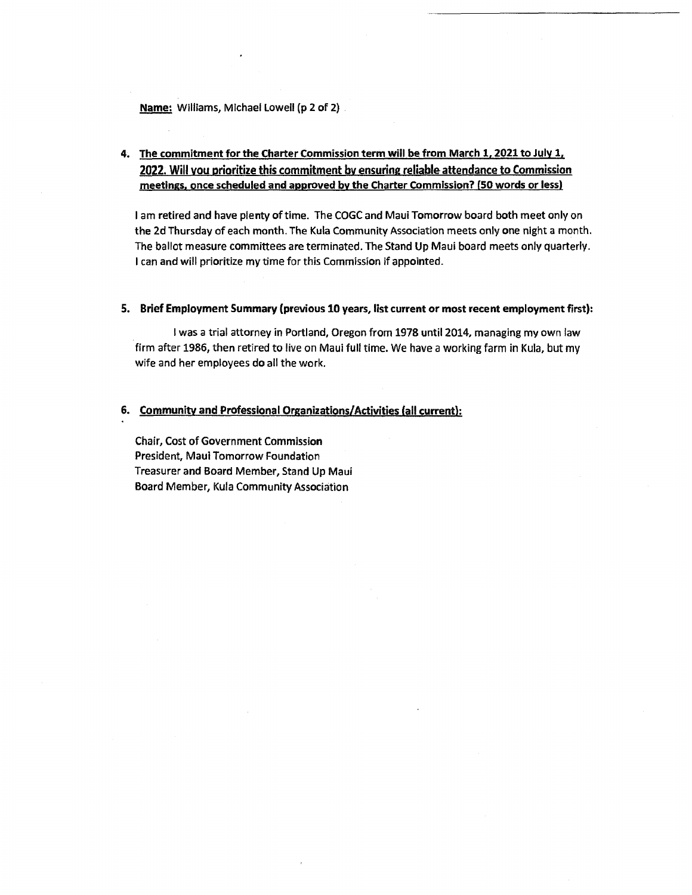**Name:** Williams, Michael Lowell (p 2 of 2)

4. **The commitment for the Charter Commission term will be from March 1, 2021 to July 1, 2022. Will you prioritize this commitment by ensuring reliable attendance to Commission meetings, once scheduled and approved by the Charter Commission? (50 words or less)**

I am retired and have plenty of time. The COGC and Maui Tomorrow board both meet only on the 2d Thursday of each month. The Kula Community Association meets only one night a month. The ballot measure committees are terminated. The Stand Up Maui board meets only quarterly. I can and will prioritize my time for this Commission if appointed.

5. **Brief Employment Summary (previous 10 years, list current or most recent employment first):**

I was a trial attorney in Portland, Oregon from 1978 until 2014, managing my own law firm after 1986, then retired to live on Maui full time. We have a working farm in Kula, but my wife and her employees do all the work.

6. **Community and Professional Organizations/Activities (all current):**

Chair, Cost of Government Commission
President, Maui Tomorrow Foundation
Treasurer and Board Member, Stand Up Maui
Board Member, Kula Community Association